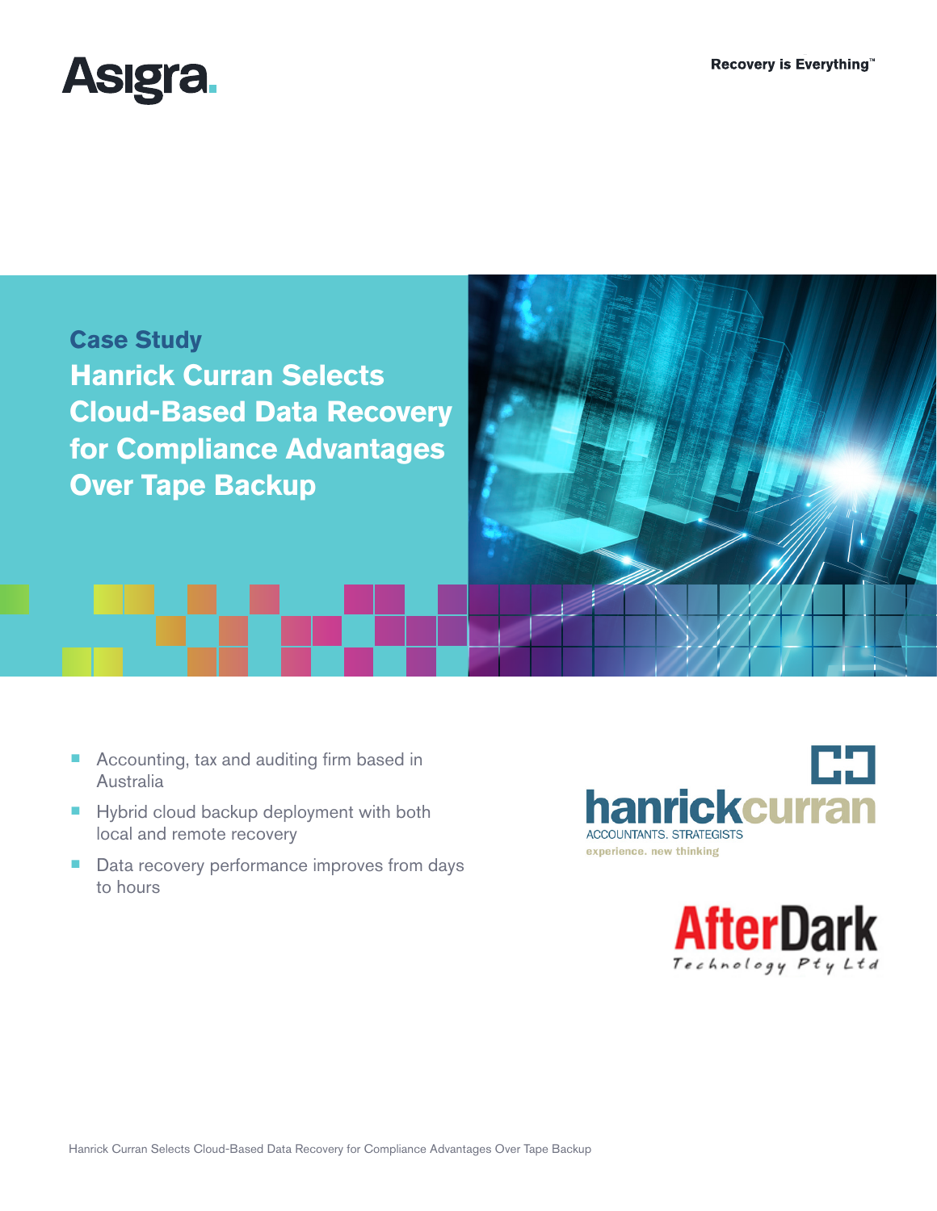Asigra.

Recovery is Everything™

Case Study

# Hanrick Curran Selects Cloud-Based Data Recovery for Compliance Advantages Over Tape Backup

- Accounting, tax and auditing firm based in Australia
- Hybrid cloud backup deployment with both local and remote recovery
- Data recovery performance improves from days to hours

hanrickcurran
ACCOUNTANTS. STRATEGISTS
experience. new thinking

AfterDark
Technology Pty Ltd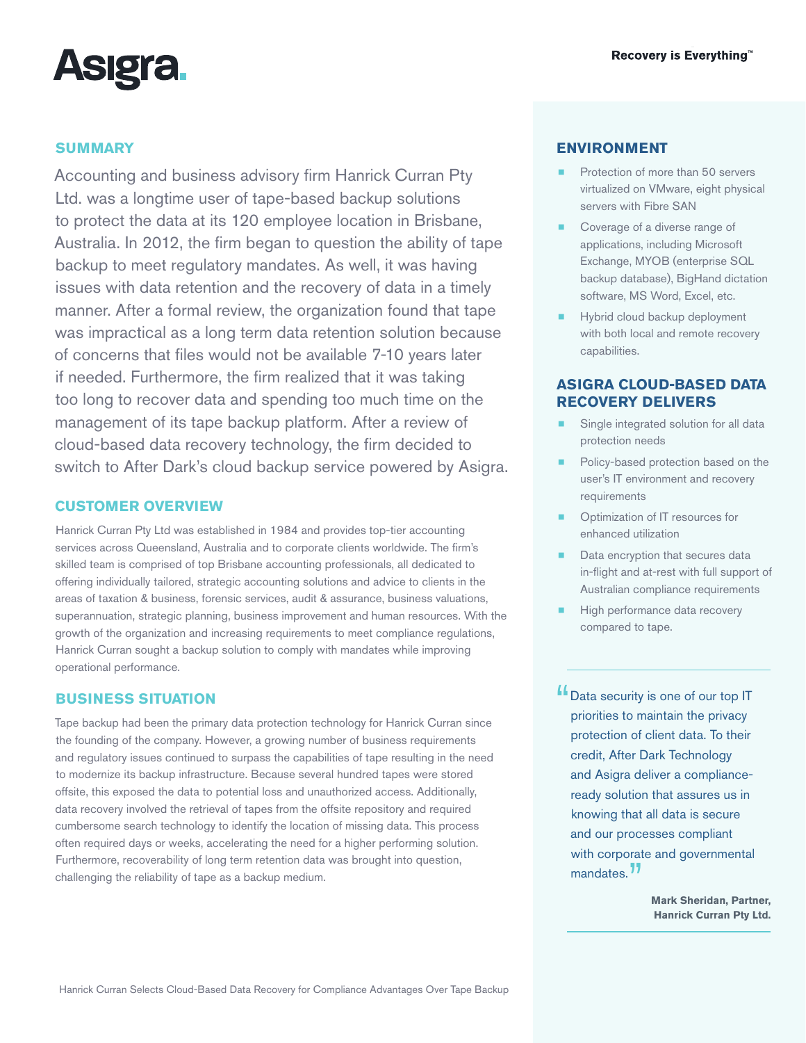## SUMMARY

Accounting and business advisory firm Hanrick Curran Pty Ltd. was a longtime user of tape-based backup solutions to protect the data at its 120 employee location in Brisbane, Australia. In 2012, the firm began to question the ability of tape backup to meet regulatory mandates. As well, it was having issues with data retention and the recovery of data in a timely manner. After a formal review, the organization found that tape was impractical as a long term data retention solution because of concerns that files would not be available 7-10 years later if needed. Furthermore, the firm realized that it was taking too long to recover data and spending too much time on the management of its tape backup platform. After a review of cloud-based data recovery technology, the firm decided to switch to After Dark's cloud backup service powered by Asigra.

## CUSTOMER OVERVIEW

Hanrick Curran Pty Ltd was established in 1984 and provides top-tier accounting services across Queensland, Australia and to corporate clients worldwide. The firm's skilled team is comprised of top Brisbane accounting professionals, all dedicated to offering individually tailored, strategic accounting solutions and advice to clients in the areas of taxation & business, forensic services, audit & assurance, business valuations, superannuation, strategic planning, business improvement and human resources. With the growth of the organization and increasing requirements to meet compliance regulations, Hanrick Curran sought a backup solution to comply with mandates while improving operational performance.

## BUSINESS SITUATION

Tape backup had been the primary data protection technology for Hanrick Curran since the founding of the company. However, a growing number of business requirements and regulatory issues continued to surpass the capabilities of tape resulting in the need to modernize its backup infrastructure. Because several hundred tapes were stored offsite, this exposed the data to potential loss and unauthorized access. Additionally, data recovery involved the retrieval of tapes from the offsite repository and required cumbersome search technology to identify the location of missing data. This process often required days or weeks, accelerating the need for a higher performing solution. Furthermore, recoverability of long term retention data was brought into question, challenging the reliability of tape as a backup medium.

## ENVIRONMENT

- Protection of more than 50 servers virtualized on VMware, eight physical servers with Fibre SAN
- Coverage of a diverse range of applications, including Microsoft Exchange, MYOB (enterprise SQL backup database), BigHand dictation software, MS Word, Excel, etc.
- Hybrid cloud backup deployment with both local and remote recovery capabilities.

## ASIGRA CLOUD-BASED DATA RECOVERY DELIVERS

- Single integrated solution for all data protection needs
- Policy-based protection based on the user's IT environment and recovery requirements
- Optimization of IT resources for enhanced utilization
- Data encryption that secures data in-flight and at-rest with full support of Australian compliance requirements
- High performance data recovery compared to tape.

> "Data security is one of our top IT priorities to maintain the privacy protection of client data. To their credit, After Dark Technology and Asigra deliver a compliance-ready solution that assures us in knowing that all data is secure and our processes compliant with corporate and governmental mandates."
>
> **Mark Sheridan, Partner, Hanrick Curran Pty Ltd.**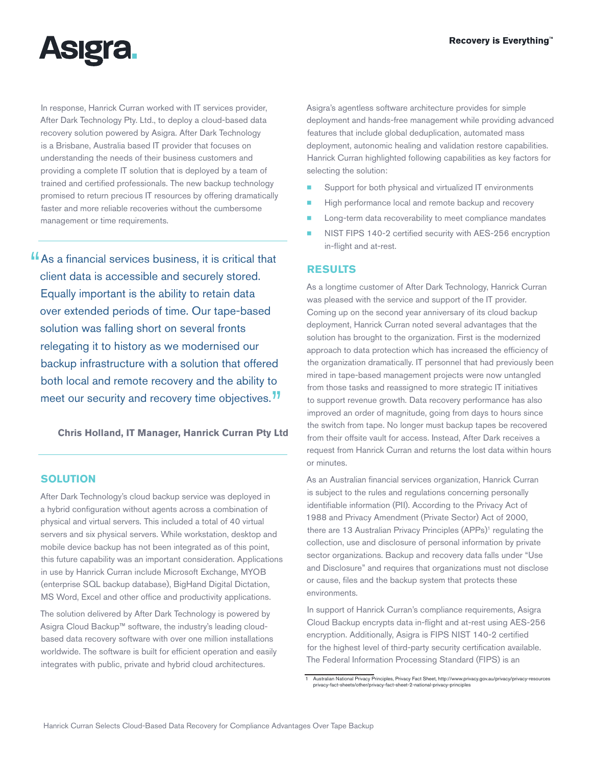In response, Hanrick Curran worked with IT services provider, After Dark Technology Pty. Ltd., to deploy a cloud-based data recovery solution powered by Asigra. After Dark Technology is a Brisbane, Australia based IT provider that focuses on understanding the needs of their business customers and providing a complete IT solution that is deployed by a team of trained and certified professionals. The new backup technology promised to return precious IT resources by offering dramatically faster and more reliable recoveries without the cumbersome management or time requirements.

> "As a financial services business, it is critical that client data is accessible and securely stored. Equally important is the ability to retain data over extended periods of time. Our tape-based solution was falling short on several fronts relegating it to history as we modernised our backup infrastructure with a solution that offered both local and remote recovery and the ability to meet our security and recovery time objectives."
>
> **Chris Holland, IT Manager, Hanrick Curran Pty Ltd**

## SOLUTION

After Dark Technology's cloud backup service was deployed in a hybrid configuration without agents across a combination of physical and virtual servers. This included a total of 40 virtual servers and six physical servers. While workstation, desktop and mobile device backup has not been integrated as of this point, this future capability was an important consideration. Applications in use by Hanrick Curran include Microsoft Exchange, MYOB (enterprise SQL backup database), BigHand Digital Dictation, MS Word, Excel and other office and productivity applications.

The solution delivered by After Dark Technology is powered by Asigra Cloud Backup™ software, the industry's leading cloud-based data recovery software with over one million installations worldwide. The software is built for efficient operation and easily integrates with public, private and hybrid cloud architectures.

Asigra's agentless software architecture provides for simple deployment and hands-free management while providing advanced features that include global deduplication, automated mass deployment, autonomic healing and validation restore capabilities. Hanrick Curran highlighted following capabilities as key factors for selecting the solution:

- Support for both physical and virtualized IT environments
- High performance local and remote backup and recovery
- Long-term data recoverability to meet compliance mandates
- NIST FIPS 140-2 certified security with AES-256 encryption in-flight and at-rest.

## RESULTS

As a longtime customer of After Dark Technology, Hanrick Curran was pleased with the service and support of the IT provider. Coming up on the second year anniversary of its cloud backup deployment, Hanrick Curran noted several advantages that the solution has brought to the organization. First is the modernized approach to data protection which has increased the efficiency of the organization dramatically. IT personnel that had previously been mired in tape-based management projects were now untangled from those tasks and reassigned to more strategic IT initiatives to support revenue growth. Data recovery performance has also improved an order of magnitude, going from days to hours since the switch from tape. No longer must backup tapes be recovered from their offsite vault for access. Instead, After Dark receives a request from Hanrick Curran and returns the lost data within hours or minutes.

As an Australian financial services organization, Hanrick Curran is subject to the rules and regulations concerning personally identifiable information (PII). According to the Privacy Act of 1988 and Privacy Amendment (Private Sector) Act of 2000, there are 13 Australian Privacy Principles (APPs)[1] regulating the collection, use and disclosure of personal information by private sector organizations. Backup and recovery data falls under "Use and Disclosure" and requires that organizations must not disclose or cause, files and the backup system that protects these environments.

In support of Hanrick Curran's compliance requirements, Asigra Cloud Backup encrypts data in-flight and at-rest using AES-256 encryption. Additionally, Asigra is FIPS NIST 140-2 certified for the highest level of third-party security certification available. The Federal Information Processing Standard (FIPS) is an

[1] Australian National Privacy Principles, Privacy Fact Sheet, http://www.privacy.gov.au/privacy/privacy-resources privacy-fact-sheets/other/privacy-fact-sheet-2-national-privacy-principles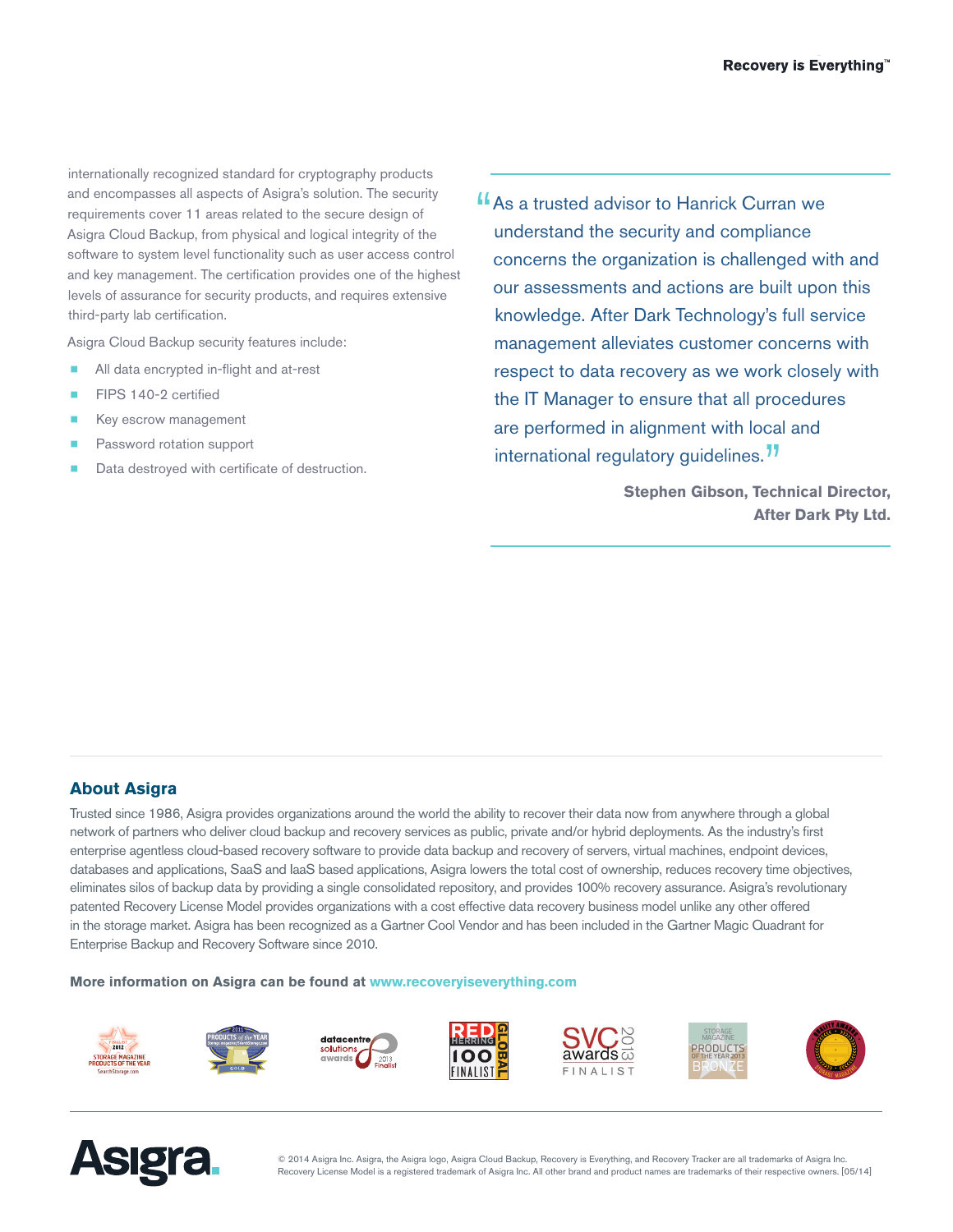internationally recognized standard for cryptography products and encompasses all aspects of Asigra's solution. The security requirements cover 11 areas related to the secure design of Asigra Cloud Backup, from physical and logical integrity of the software to system level functionality such as user access control and key management. The certification provides one of the highest levels of assurance for security products, and requires extensive third-party lab certification.

Asigra Cloud Backup security features include:

- All data encrypted in-flight and at-rest
- FIPS 140-2 certified
- Key escrow management
- Password rotation support
- Data destroyed with certificate of destruction.

> "As a trusted advisor to Hanrick Curran we understand the security and compliance concerns the organization is challenged with and our assessments and actions are built upon this knowledge. After Dark Technology's full service management alleviates customer concerns with respect to data recovery as we work closely with the IT Manager to ensure that all procedures are performed in alignment with local and international regulatory guidelines."
>
> **Stephen Gibson, Technical Director, After Dark Pty Ltd.**

## About Asigra

Trusted since 1986, Asigra provides organizations around the world the ability to recover their data now from anywhere through a global network of partners who deliver cloud backup and recovery services as public, private and/or hybrid deployments. As the industry's first enterprise agentless cloud-based recovery software to provide data backup and recovery of servers, virtual machines, endpoint devices, databases and applications, SaaS and IaaS based applications, Asigra lowers the total cost of ownership, reduces recovery time objectives, eliminates silos of backup data by providing a single consolidated repository, and provides 100% recovery assurance. Asigra's revolutionary patented Recovery License Model provides organizations with a cost effective data recovery business model unlike any other offered in the storage market. Asigra has been recognized as a Gartner Cool Vendor and has been included in the Gartner Magic Quadrant for Enterprise Backup and Recovery Software since 2010.

**More information on Asigra can be found at www.recoveryiseverything.com**

Asigra.

© 2014 Asigra Inc. Asigra, the Asigra logo, Asigra Cloud Backup, Recovery is Everything, and Recovery Tracker are all trademarks of Asigra Inc. Recovery License Model is a registered trademark of Asigra Inc. All other brand and product names are trademarks of their respective owners. [05/14]